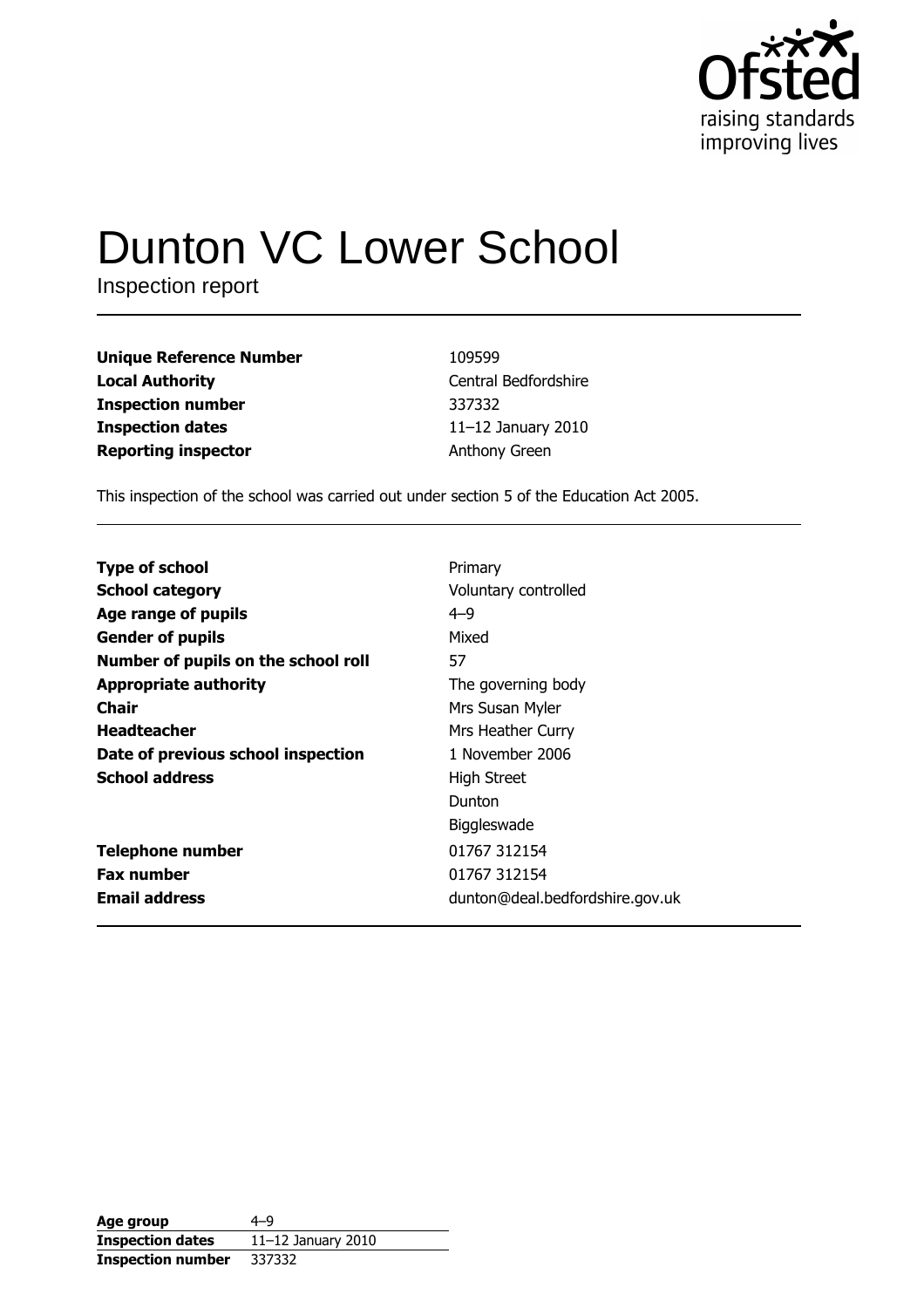Ofsted
raising standards
improving lives

# Dunton VC Lower School

Inspection report

| | |
|---|---|
| **Unique Reference Number** | 109599 |
| **Local Authority** | Central Bedfordshire |
| **Inspection number** | 337332 |
| **Inspection dates** | 11–12 January 2010 |
| **Reporting inspector** | Anthony Green |

This inspection of the school was carried out under section 5 of the Education Act 2005.

| | |
|---|---|
| **Type of school** | Primary |
| **School category** | Voluntary controlled |
| **Age range of pupils** | 4–9 |
| **Gender of pupils** | Mixed |
| **Number of pupils on the school roll** | 57 |
| **Appropriate authority** | The governing body |
| **Chair** | Mrs Susan Myler |
| **Headteacher** | Mrs Heather Curry |
| **Date of previous school inspection** | 1 November 2006 |
| **School address** | High Street<br>Dunton<br>Biggleswade |
| **Telephone number** | 01767 312154 |
| **Fax number** | 01767 312154 |
| **Email address** | dunton@deal.bedfordshire.gov.uk |

| | |
|---|---|
| **Age group** | 4–9 |
| **Inspection dates** | 11–12 January 2010 |
| **Inspection number** | 337332 |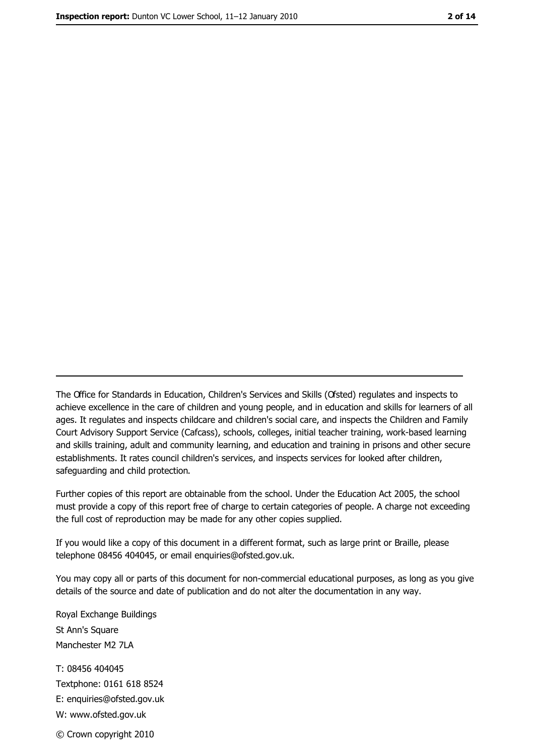The Office for Standards in Education, Children's Services and Skills (Ofsted) regulates and inspects to achieve excellence in the care of children and young people, and in education and skills for learners of all ages. It regulates and inspects childcare and children's social care, and inspects the Children and Family Court Advisory Support Service (Cafcass), schools, colleges, initial teacher training, work-based learning and skills training, adult and community learning, and education and training in prisons and other secure establishments. It rates council children's services, and inspects services for looked after children, safeguarding and child protection.

Further copies of this report are obtainable from the school. Under the Education Act 2005, the school must provide a copy of this report free of charge to certain categories of people. A charge not exceeding the full cost of reproduction may be made for any other copies supplied.

If you would like a copy of this document in a different format, such as large print or Braille, please telephone 08456 404045, or email enquiries@ofsted.gov.uk.

You may copy all or parts of this document for non-commercial educational purposes, as long as you give details of the source and date of publication and do not alter the documentation in any way.

Royal Exchange Buildings
St Ann's Square
Manchester M2 7LA

T: 08456 404045
Textphone: 0161 618 8524
E: enquiries@ofsted.gov.uk
W: www.ofsted.gov.uk

© Crown copyright 2010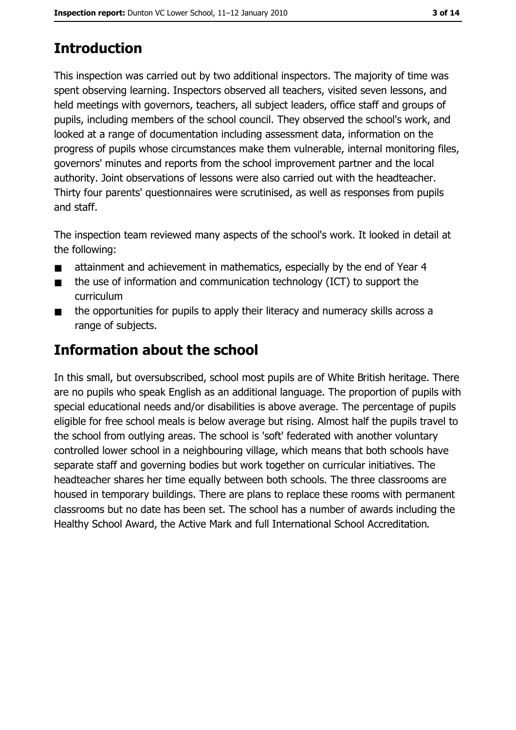# Introduction

This inspection was carried out by two additional inspectors. The majority of time was spent observing learning. Inspectors observed all teachers, visited seven lessons, and held meetings with governors, teachers, all subject leaders, office staff and groups of pupils, including members of the school council. They observed the school's work, and looked at a range of documentation including assessment data, information on the progress of pupils whose circumstances make them vulnerable, internal monitoring files, governors' minutes and reports from the school improvement partner and the local authority. Joint observations of lessons were also carried out with the headteacher. Thirty four parents' questionnaires were scrutinised, as well as responses from pupils and staff.

The inspection team reviewed many aspects of the school's work. It looked in detail at the following:

- attainment and achievement in mathematics, especially by the end of Year 4
- the use of information and communication technology (ICT) to support the curriculum
- the opportunities for pupils to apply their literacy and numeracy skills across a range of subjects.

# Information about the school

In this small, but oversubscribed, school most pupils are of White British heritage. There are no pupils who speak English as an additional language. The proportion of pupils with special educational needs and/or disabilities is above average. The percentage of pupils eligible for free school meals is below average but rising. Almost half the pupils travel to the school from outlying areas. The school is 'soft' federated with another voluntary controlled lower school in a neighbouring village, which means that both schools have separate staff and governing bodies but work together on curricular initiatives. The headteacher shares her time equally between both schools. The three classrooms are housed in temporary buildings. There are plans to replace these rooms with permanent classrooms but no date has been set. The school has a number of awards including the Healthy School Award, the Active Mark and full International School Accreditation.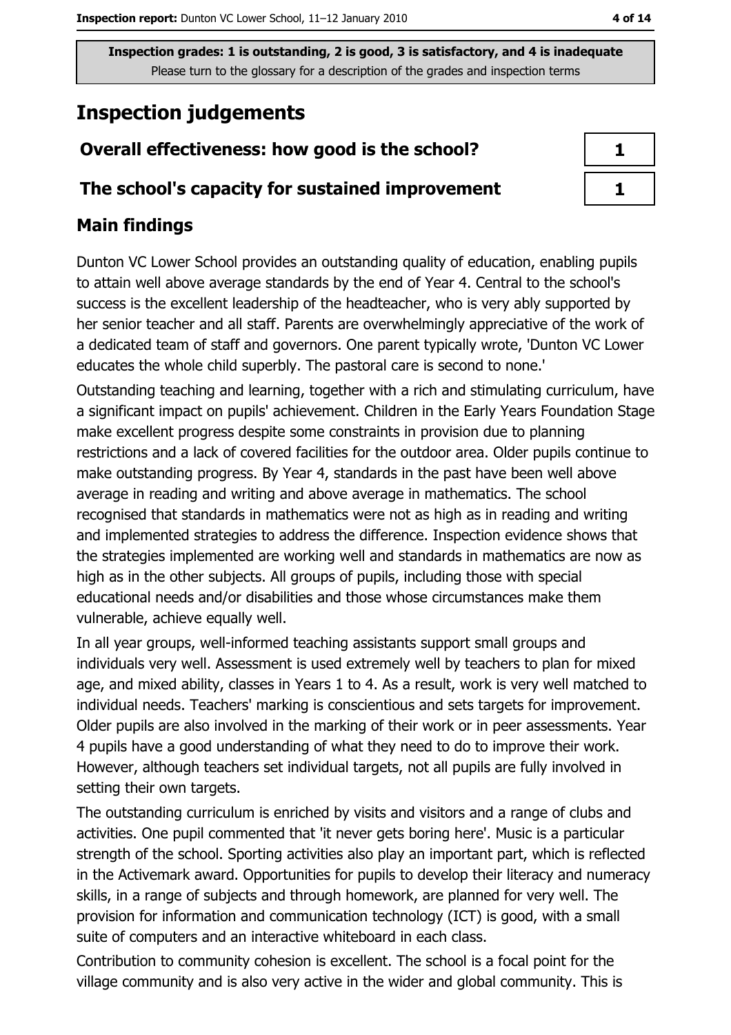Inspection grades: 1 is outstanding, 2 is good, 3 is satisfactory, and 4 is inadequate
Please turn to the glossary for a description of the grades and inspection terms

# Inspection judgements

| Overall effectiveness: how good is the school? | 1 |
|---|---|
| The school's capacity for sustained improvement | 1 |

## Main findings

Dunton VC Lower School provides an outstanding quality of education, enabling pupils to attain well above average standards by the end of Year 4. Central to the school's success is the excellent leadership of the headteacher, who is very ably supported by her senior teacher and all staff. Parents are overwhelmingly appreciative of the work of a dedicated team of staff and governors. One parent typically wrote, 'Dunton VC Lower educates the whole child superbly. The pastoral care is second to none.'

Outstanding teaching and learning, together with a rich and stimulating curriculum, have a significant impact on pupils' achievement. Children in the Early Years Foundation Stage make excellent progress despite some constraints in provision due to planning restrictions and a lack of covered facilities for the outdoor area. Older pupils continue to make outstanding progress. By Year 4, standards in the past have been well above average in reading and writing and above average in mathematics. The school recognised that standards in mathematics were not as high as in reading and writing and implemented strategies to address the difference. Inspection evidence shows that the strategies implemented are working well and standards in mathematics are now as high as in the other subjects. All groups of pupils, including those with special educational needs and/or disabilities and those whose circumstances make them vulnerable, achieve equally well.

In all year groups, well-informed teaching assistants support small groups and individuals very well. Assessment is used extremely well by teachers to plan for mixed age, and mixed ability, classes in Years 1 to 4. As a result, work is very well matched to individual needs. Teachers' marking is conscientious and sets targets for improvement. Older pupils are also involved in the marking of their work or in peer assessments. Year 4 pupils have a good understanding of what they need to do to improve their work. However, although teachers set individual targets, not all pupils are fully involved in setting their own targets.

The outstanding curriculum is enriched by visits and visitors and a range of clubs and activities. One pupil commented that 'it never gets boring here'. Music is a particular strength of the school. Sporting activities also play an important part, which is reflected in the Activemark award. Opportunities for pupils to develop their literacy and numeracy skills, in a range of subjects and through homework, are planned for very well. The provision for information and communication technology (ICT) is good, with a small suite of computers and an interactive whiteboard in each class.

Contribution to community cohesion is excellent. The school is a focal point for the village community and is also very active in the wider and global community. This is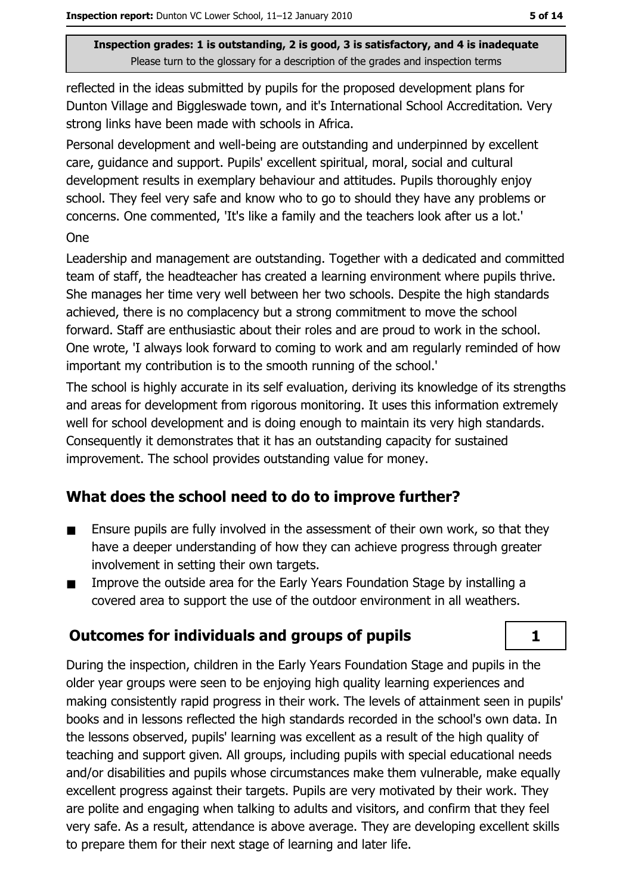reflected in the ideas submitted by pupils for the proposed development plans for Dunton Village and Biggleswade town, and it's International School Accreditation. Very strong links have been made with schools in Africa.

Personal development and well-being are outstanding and underpinned by excellent care, guidance and support. Pupils' excellent spiritual, moral, social and cultural development results in exemplary behaviour and attitudes. Pupils thoroughly enjoy school. They feel very safe and know who to go to should they have any problems or concerns. One commented, 'It's like a family and the teachers look after us a lot.'

One

Leadership and management are outstanding. Together with a dedicated and committed team of staff, the headteacher has created a learning environment where pupils thrive. She manages her time very well between her two schools. Despite the high standards achieved, there is no complacency but a strong commitment to move the school forward. Staff are enthusiastic about their roles and are proud to work in the school. One wrote, 'I always look forward to coming to work and am regularly reminded of how important my contribution is to the smooth running of the school.'

The school is highly accurate in its self evaluation, deriving its knowledge of its strengths and areas for development from rigorous monitoring. It uses this information extremely well for school development and is doing enough to maintain its very high standards. Consequently it demonstrates that it has an outstanding capacity for sustained improvement. The school provides outstanding value for money.

## What does the school need to do to improve further?

- Ensure pupils are fully involved in the assessment of their own work, so that they have a deeper understanding of how they can achieve progress through greater involvement in setting their own targets.
- Improve the outside area for the Early Years Foundation Stage by installing a covered area to support the use of the outdoor environment in all weathers.

## Outcomes for individuals and groups of pupils

**1**

During the inspection, children in the Early Years Foundation Stage and pupils in the older year groups were seen to be enjoying high quality learning experiences and making consistently rapid progress in their work. The levels of attainment seen in pupils' books and in lessons reflected the high standards recorded in the school's own data. In the lessons observed, pupils' learning was excellent as a result of the high quality of teaching and support given. All groups, including pupils with special educational needs and/or disabilities and pupils whose circumstances make them vulnerable, make equally excellent progress against their targets. Pupils are very motivated by their work. They are polite and engaging when talking to adults and visitors, and confirm that they feel very safe. As a result, attendance is above average. They are developing excellent skills to prepare them for their next stage of learning and later life.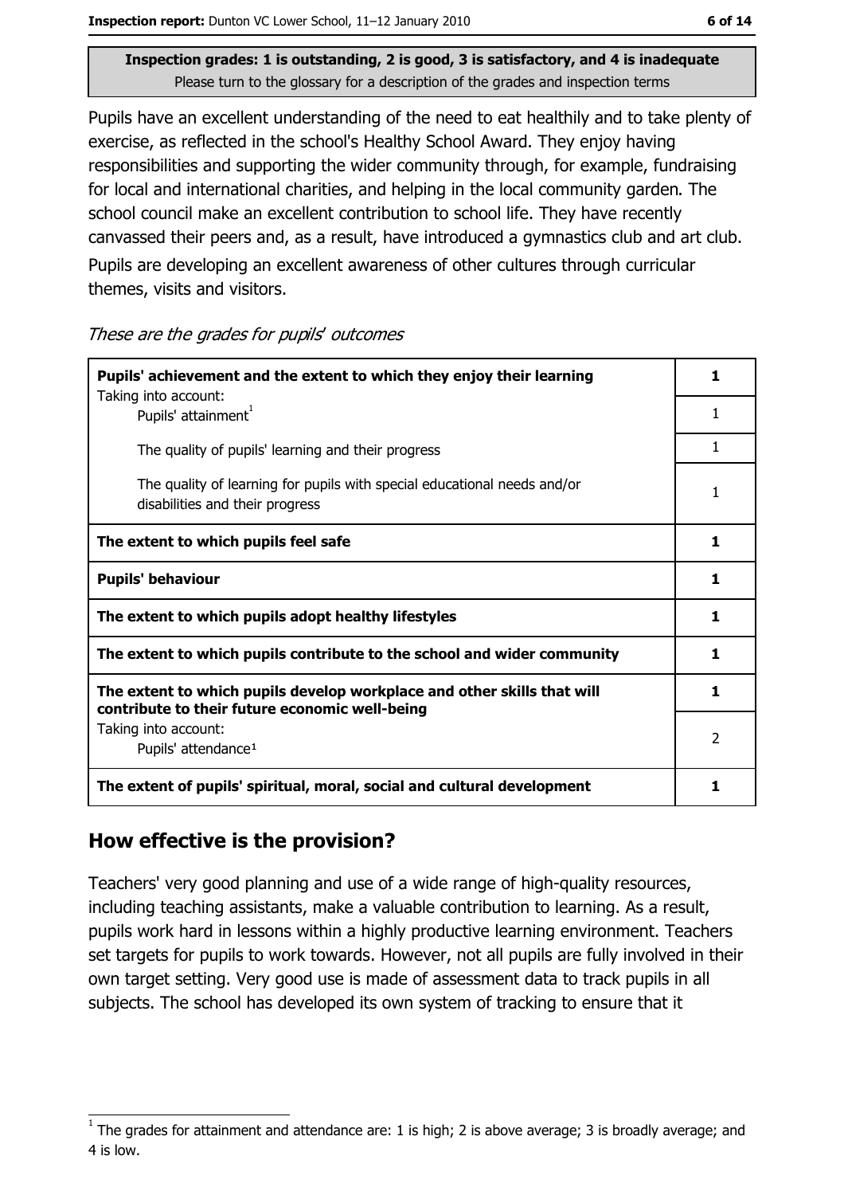Inspection grades: 1 is outstanding, 2 is good, 3 is satisfactory, and 4 is inadequate
Please turn to the glossary for a description of the grades and inspection terms

Pupils have an excellent understanding of the need to eat healthily and to take plenty of exercise, as reflected in the school's Healthy School Award. They enjoy having responsibilities and supporting the wider community through, for example, fundraising for local and international charities, and helping in the local community garden. The school council make an excellent contribution to school life. They have recently canvassed their peers and, as a result, have introduced a gymnastics club and art club. Pupils are developing an excellent awareness of other cultures through curricular themes, visits and visitors.

*These are the grades for pupils' outcomes*

| | |
|---|---|
| **Pupils' achievement and the extent to which they enjoy their learning** | **1** |
| Taking into account: Pupils' attainment[1] | 1 |
| The quality of pupils' learning and their progress | 1 |
| The quality of learning for pupils with special educational needs and/or disabilities and their progress | 1 |
| **The extent to which pupils feel safe** | **1** |
| **Pupils' behaviour** | **1** |
| **The extent to which pupils adopt healthy lifestyles** | **1** |
| **The extent to which pupils contribute to the school and wider community** | **1** |
| **The extent to which pupils develop workplace and other skills that will contribute to their future economic well-being** | **1** |
| Taking into account: Pupils' attendance[1] | 2 |
| **The extent of pupils' spiritual, moral, social and cultural development** | **1** |

## How effective is the provision?

Teachers' very good planning and use of a wide range of high-quality resources, including teaching assistants, make a valuable contribution to learning. As a result, pupils work hard in lessons within a highly productive learning environment. Teachers set targets for pupils to work towards. However, not all pupils are fully involved in their own target setting. Very good use is made of assessment data to track pupils in all subjects. The school has developed its own system of tracking to ensure that it

[1] The grades for attainment and attendance are: 1 is high; 2 is above average; 3 is broadly average; and 4 is low.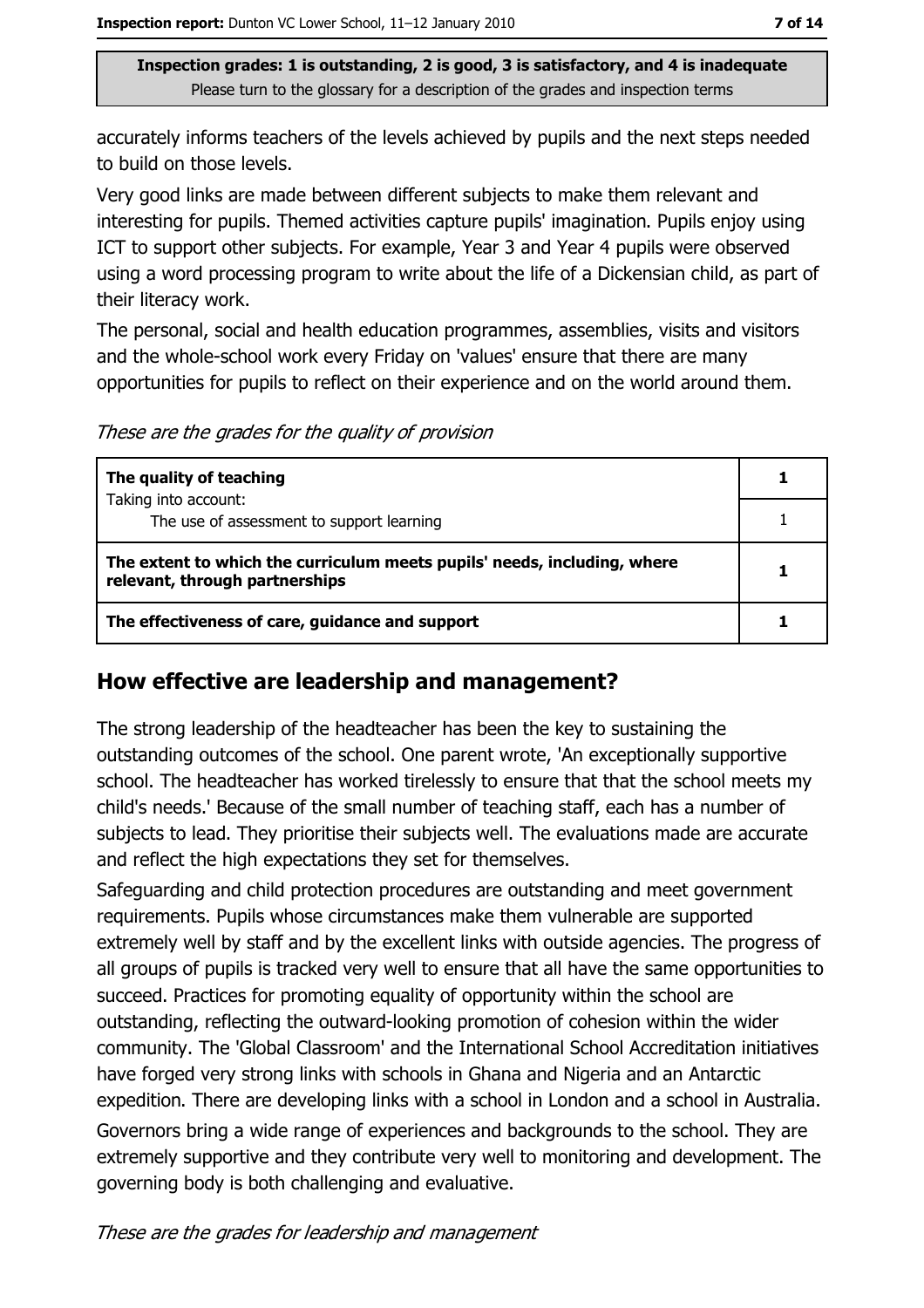Inspection grades: 1 is outstanding, 2 is good, 3 is satisfactory, and 4 is inadequate
Please turn to the glossary for a description of the grades and inspection terms

accurately informs teachers of the levels achieved by pupils and the next steps needed to build on those levels.

Very good links are made between different subjects to make them relevant and interesting for pupils. Themed activities capture pupils' imagination. Pupils enjoy using ICT to support other subjects. For example, Year 3 and Year 4 pupils were observed using a word processing program to write about the life of a Dickensian child, as part of their literacy work.

The personal, social and health education programmes, assemblies, visits and visitors and the whole-school work every Friday on 'values' ensure that there are many opportunities for pupils to reflect on their experience and on the world around them.

*These are the grades for the quality of provision*

| | |
|---|---|
| **The quality of teaching**<br>Taking into account: | **1** |
| The use of assessment to support learning | 1 |
| **The extent to which the curriculum meets pupils' needs, including, where relevant, through partnerships** | **1** |
| **The effectiveness of care, guidance and support** | **1** |

## How effective are leadership and management?

The strong leadership of the headteacher has been the key to sustaining the outstanding outcomes of the school. One parent wrote, 'An exceptionally supportive school. The headteacher has worked tirelessly to ensure that that the school meets my child's needs.' Because of the small number of teaching staff, each has a number of subjects to lead. They prioritise their subjects well. The evaluations made are accurate and reflect the high expectations they set for themselves.

Safeguarding and child protection procedures are outstanding and meet government requirements. Pupils whose circumstances make them vulnerable are supported extremely well by staff and by the excellent links with outside agencies. The progress of all groups of pupils is tracked very well to ensure that all have the same opportunities to succeed. Practices for promoting equality of opportunity within the school are outstanding, reflecting the outward-looking promotion of cohesion within the wider community. The 'Global Classroom' and the International School Accreditation initiatives have forged very strong links with schools in Ghana and Nigeria and an Antarctic expedition. There are developing links with a school in London and a school in Australia.

Governors bring a wide range of experiences and backgrounds to the school. They are extremely supportive and they contribute very well to monitoring and development. The governing body is both challenging and evaluative.

*These are the grades for leadership and management*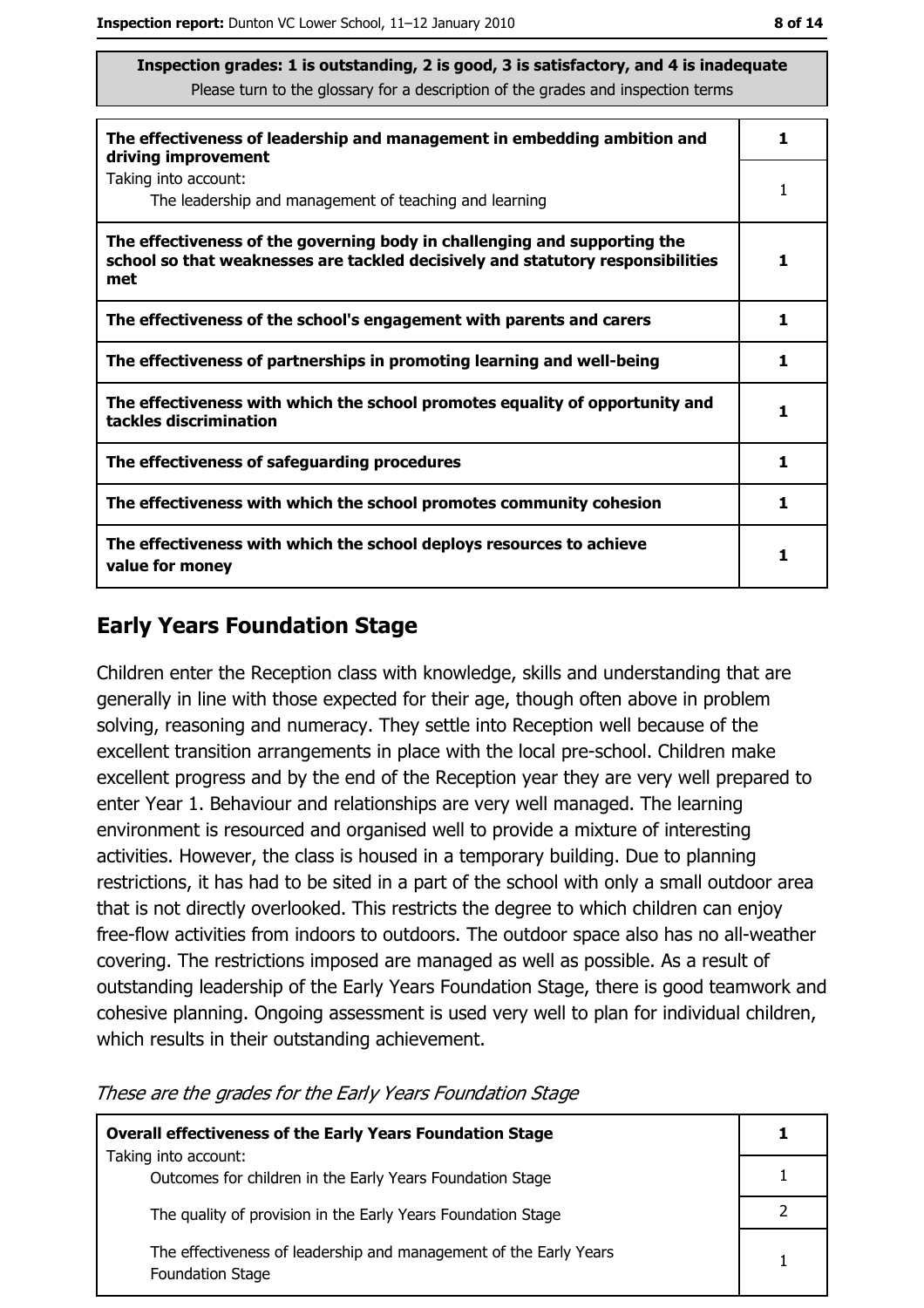**Inspection grades: 1 is outstanding, 2 is good, 3 is satisfactory, and 4 is inadequate**
Please turn to the glossary for a description of the grades and inspection terms

| | |
|---|---|
| **The effectiveness of leadership and management in embedding ambition and driving improvement** | **1** |
| Taking into account: The leadership and management of teaching and learning | 1 |
| **The effectiveness of the governing body in challenging and supporting the school so that weaknesses are tackled decisively and statutory responsibilities met** | **1** |
| **The effectiveness of the school's engagement with parents and carers** | **1** |
| **The effectiveness of partnerships in promoting learning and well-being** | **1** |
| **The effectiveness with which the school promotes equality of opportunity and tackles discrimination** | **1** |
| **The effectiveness of safeguarding procedures** | **1** |
| **The effectiveness with which the school promotes community cohesion** | **1** |
| **The effectiveness with which the school deploys resources to achieve value for money** | **1** |

## Early Years Foundation Stage

Children enter the Reception class with knowledge, skills and understanding that are generally in line with those expected for their age, though often above in problem solving, reasoning and numeracy. They settle into Reception well because of the excellent transition arrangements in place with the local pre-school. Children make excellent progress and by the end of the Reception year they are very well prepared to enter Year 1. Behaviour and relationships are very well managed. The learning environment is resourced and organised well to provide a mixture of interesting activities. However, the class is housed in a temporary building. Due to planning restrictions, it has had to be sited in a part of the school with only a small outdoor area that is not directly overlooked. This restricts the degree to which children can enjoy free-flow activities from indoors to outdoors. The outdoor space also has no all-weather covering. The restrictions imposed are managed as well as possible. As a result of outstanding leadership of the Early Years Foundation Stage, there is good teamwork and cohesive planning. Ongoing assessment is used very well to plan for individual children, which results in their outstanding achievement.

*These are the grades for the Early Years Foundation Stage*

| | |
|---|---|
| **Overall effectiveness of the Early Years Foundation Stage** | **1** |
| Taking into account: Outcomes for children in the Early Years Foundation Stage | 1 |
| The quality of provision in the Early Years Foundation Stage | 2 |
| The effectiveness of leadership and management of the Early Years Foundation Stage | 1 |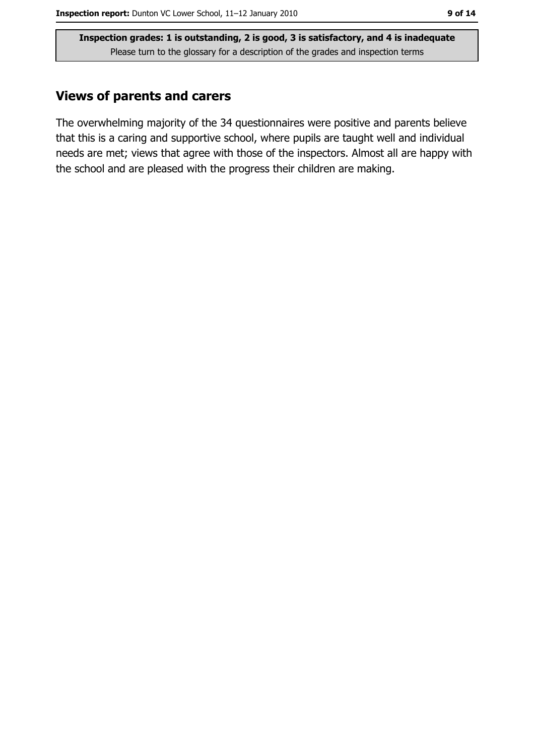Inspection grades: 1 is outstanding, 2 is good, 3 is satisfactory, and 4 is inadequate

Please turn to the glossary for a description of the grades and inspection terms

## Views of parents and carers

The overwhelming majority of the 34 questionnaires were positive and parents believe that this is a caring and supportive school, where pupils are taught well and individual needs are met; views that agree with those of the inspectors. Almost all are happy with the school and are pleased with the progress their children are making.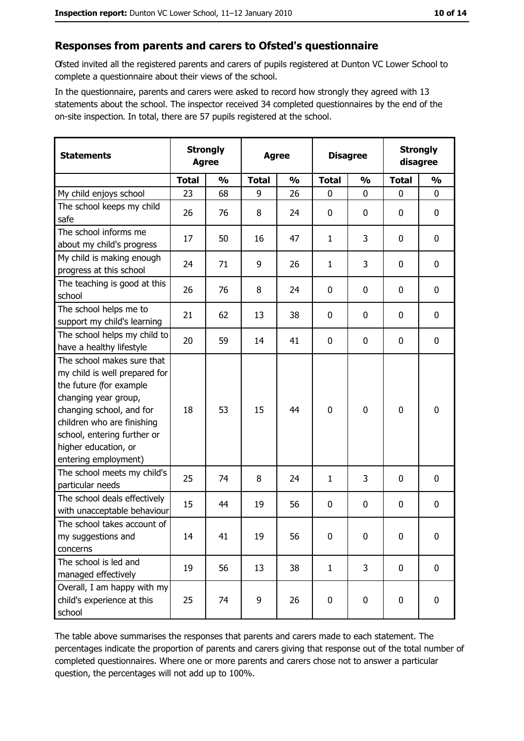## Responses from parents and carers to Ofsted's questionnaire

Ofsted invited all the registered parents and carers of pupils registered at Dunton VC Lower School to complete a questionnaire about their views of the school.

In the questionnaire, parents and carers were asked to record how strongly they agreed with 13 statements about the school. The inspector received 34 completed questionnaires by the end of the on-site inspection. In total, there are 57 pupils registered at the school.

| Statements | Strongly Agree | | Agree | | Disagree | | Strongly disagree | |
|---|---|---|---|---|---|---|---|---|
| | Total | % | Total | % | Total | % | Total | % |
| My child enjoys school | 23 | 68 | 9 | 26 | 0 | 0 | 0 | 0 |
| The school keeps my child safe | 26 | 76 | 8 | 24 | 0 | 0 | 0 | 0 |
| The school informs me about my child's progress | 17 | 50 | 16 | 47 | 1 | 3 | 0 | 0 |
| My child is making enough progress at this school | 24 | 71 | 9 | 26 | 1 | 3 | 0 | 0 |
| The teaching is good at this school | 26 | 76 | 8 | 24 | 0 | 0 | 0 | 0 |
| The school helps me to support my child's learning | 21 | 62 | 13 | 38 | 0 | 0 | 0 | 0 |
| The school helps my child to have a healthy lifestyle | 20 | 59 | 14 | 41 | 0 | 0 | 0 | 0 |
| The school makes sure that my child is well prepared for the future (for example changing year group, changing school, and for children who are finishing school, entering further or higher education, or entering employment) | 18 | 53 | 15 | 44 | 0 | 0 | 0 | 0 |
| The school meets my child's particular needs | 25 | 74 | 8 | 24 | 1 | 3 | 0 | 0 |
| The school deals effectively with unacceptable behaviour | 15 | 44 | 19 | 56 | 0 | 0 | 0 | 0 |
| The school takes account of my suggestions and concerns | 14 | 41 | 19 | 56 | 0 | 0 | 0 | 0 |
| The school is led and managed effectively | 19 | 56 | 13 | 38 | 1 | 3 | 0 | 0 |
| Overall, I am happy with my child's experience at this school | 25 | 74 | 9 | 26 | 0 | 0 | 0 | 0 |

The table above summarises the responses that parents and carers made to each statement. The percentages indicate the proportion of parents and carers giving that response out of the total number of completed questionnaires. Where one or more parents and carers chose not to answer a particular question, the percentages will not add up to 100%.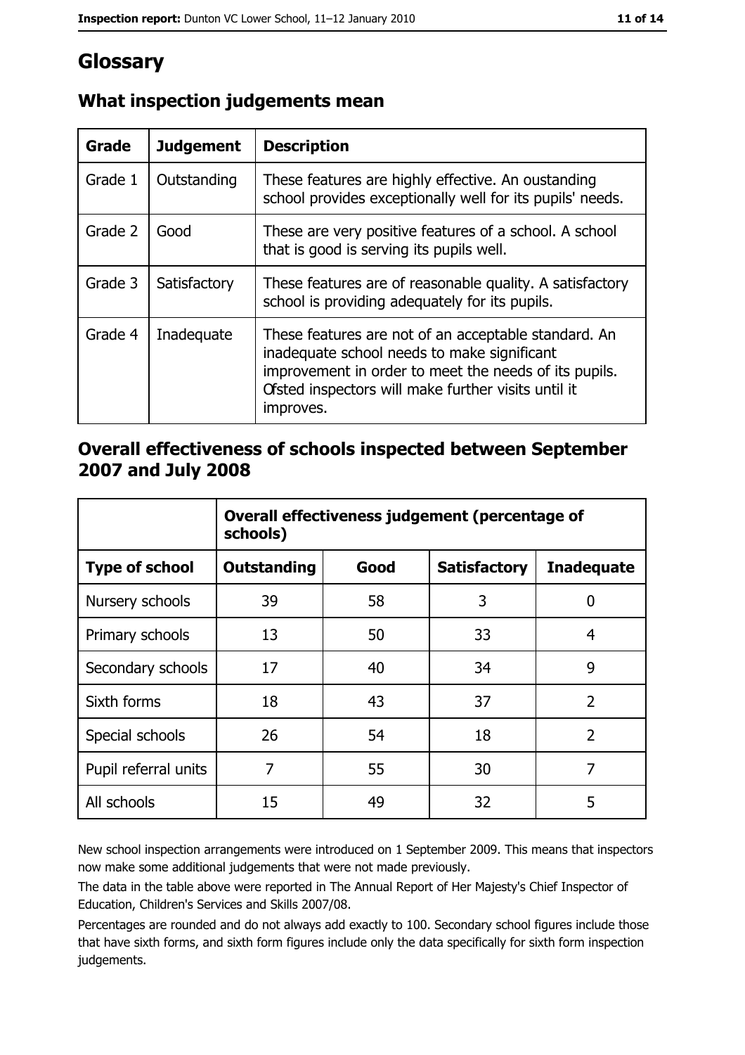# Glossary

## What inspection judgements mean

| Grade | Judgement | Description |
|---|---|---|
| Grade 1 | Outstanding | These features are highly effective. An oustanding school provides exceptionally well for its pupils' needs. |
| Grade 2 | Good | These are very positive features of a school. A school that is good is serving its pupils well. |
| Grade 3 | Satisfactory | These features are of reasonable quality. A satisfactory school is providing adequately for its pupils. |
| Grade 4 | Inadequate | These features are not of an acceptable standard. An inadequate school needs to make significant improvement in order to meet the needs of its pupils. Ofsted inspectors will make further visits until it improves. |

## Overall effectiveness of schools inspected between September 2007 and July 2008

| | Overall effectiveness judgement (percentage of schools) | | | |
|---|---|---|---|---|
| **Type of school** | **Outstanding** | **Good** | **Satisfactory** | **Inadequate** |
| Nursery schools | 39 | 58 | 3 | 0 |
| Primary schools | 13 | 50 | 33 | 4 |
| Secondary schools | 17 | 40 | 34 | 9 |
| Sixth forms | 18 | 43 | 37 | 2 |
| Special schools | 26 | 54 | 18 | 2 |
| Pupil referral units | 7 | 55 | 30 | 7 |
| All schools | 15 | 49 | 32 | 5 |

New school inspection arrangements were introduced on 1 September 2009. This means that inspectors now make some additional judgements that were not made previously.

The data in the table above were reported in The Annual Report of Her Majesty's Chief Inspector of Education, Children's Services and Skills 2007/08.

Percentages are rounded and do not always add exactly to 100. Secondary school figures include those that have sixth forms, and sixth form figures include only the data specifically for sixth form inspection judgements.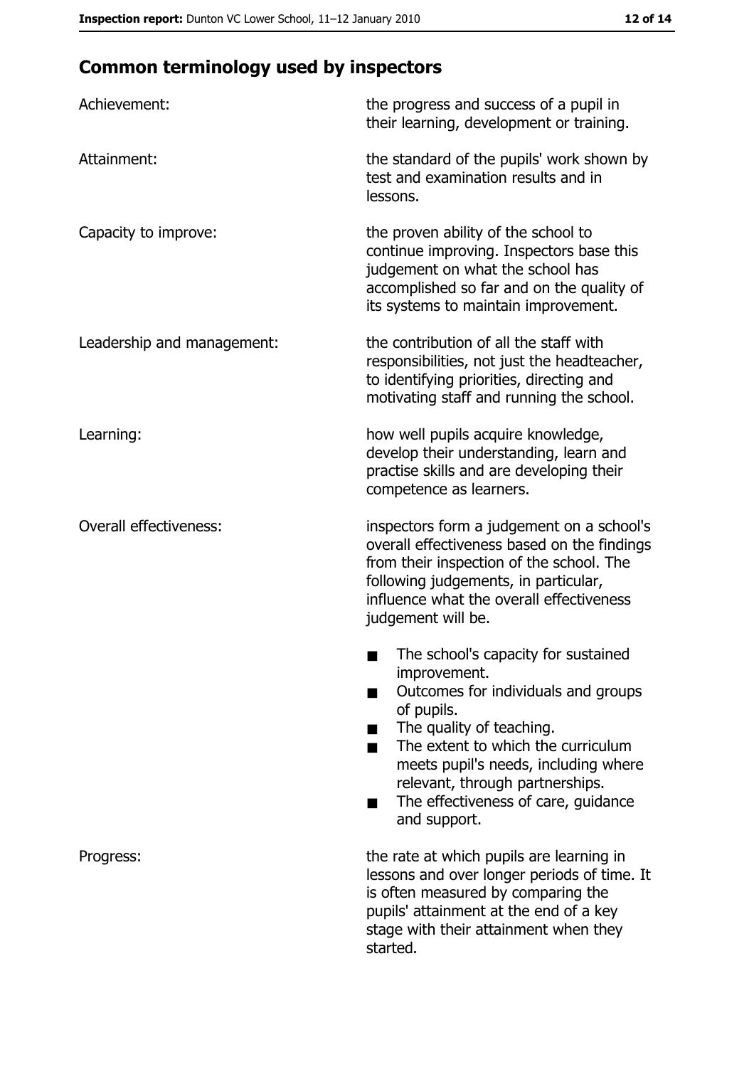## Common terminology used by inspectors

**Achievement:** the progress and success of a pupil in their learning, development or training.

**Attainment:** the standard of the pupils' work shown by test and examination results and in lessons.

**Capacity to improve:** the proven ability of the school to continue improving. Inspectors base this judgement on what the school has accomplished so far and on the quality of its systems to maintain improvement.

**Leadership and management:** the contribution of all the staff with responsibilities, not just the headteacher, to identifying priorities, directing and motivating staff and running the school.

**Learning:** how well pupils acquire knowledge, develop their understanding, learn and practise skills and are developing their competence as learners.

**Overall effectiveness:** inspectors form a judgement on a school's overall effectiveness based on the findings from their inspection of the school. The following judgements, in particular, influence what the overall effectiveness judgement will be.

- The school's capacity for sustained improvement.
- Outcomes for individuals and groups of pupils.
- The quality of teaching.
- The extent to which the curriculum meets pupil's needs, including where relevant, through partnerships.
- The effectiveness of care, guidance and support.

**Progress:** the rate at which pupils are learning in lessons and over longer periods of time. It is often measured by comparing the pupils' attainment at the end of a key stage with their attainment when they started.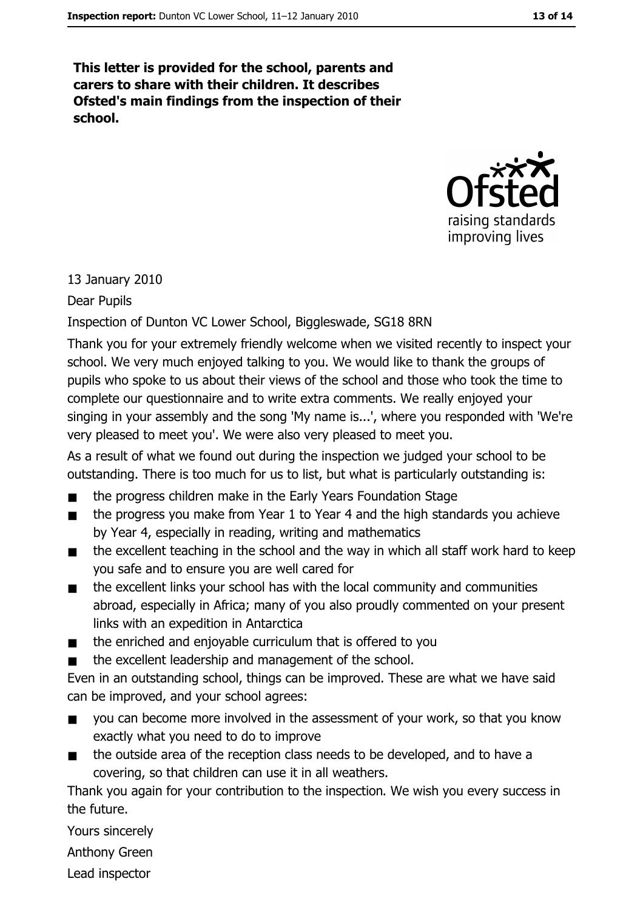**This letter is provided for the school, parents and carers to share with their children. It describes Ofsted's main findings from the inspection of their school.**

13 January 2010

Dear Pupils

Inspection of Dunton VC Lower School, Biggleswade, SG18 8RN

Thank you for your extremely friendly welcome when we visited recently to inspect your school. We very much enjoyed talking to you. We would like to thank the groups of pupils who spoke to us about their views of the school and those who took the time to complete our questionnaire and to write extra comments. We really enjoyed your singing in your assembly and the song 'My name is...', where you responded with 'We're very pleased to meet you'. We were also very pleased to meet you.

As a result of what we found out during the inspection we judged your school to be outstanding. There is too much for us to list, but what is particularly outstanding is:

- the progress children make in the Early Years Foundation Stage
- the progress you make from Year 1 to Year 4 and the high standards you achieve by Year 4, especially in reading, writing and mathematics
- the excellent teaching in the school and the way in which all staff work hard to keep you safe and to ensure you are well cared for
- the excellent links your school has with the local community and communities abroad, especially in Africa; many of you also proudly commented on your present links with an expedition in Antarctica
- the enriched and enjoyable curriculum that is offered to you
- the excellent leadership and management of the school.

Even in an outstanding school, things can be improved. These are what we have said can be improved, and your school agrees:

- you can become more involved in the assessment of your work, so that you know exactly what you need to do to improve
- the outside area of the reception class needs to be developed, and to have a covering, so that children can use it in all weathers.

Thank you again for your contribution to the inspection. We wish you every success in the future.

Yours sincerely

Anthony Green

Lead inspector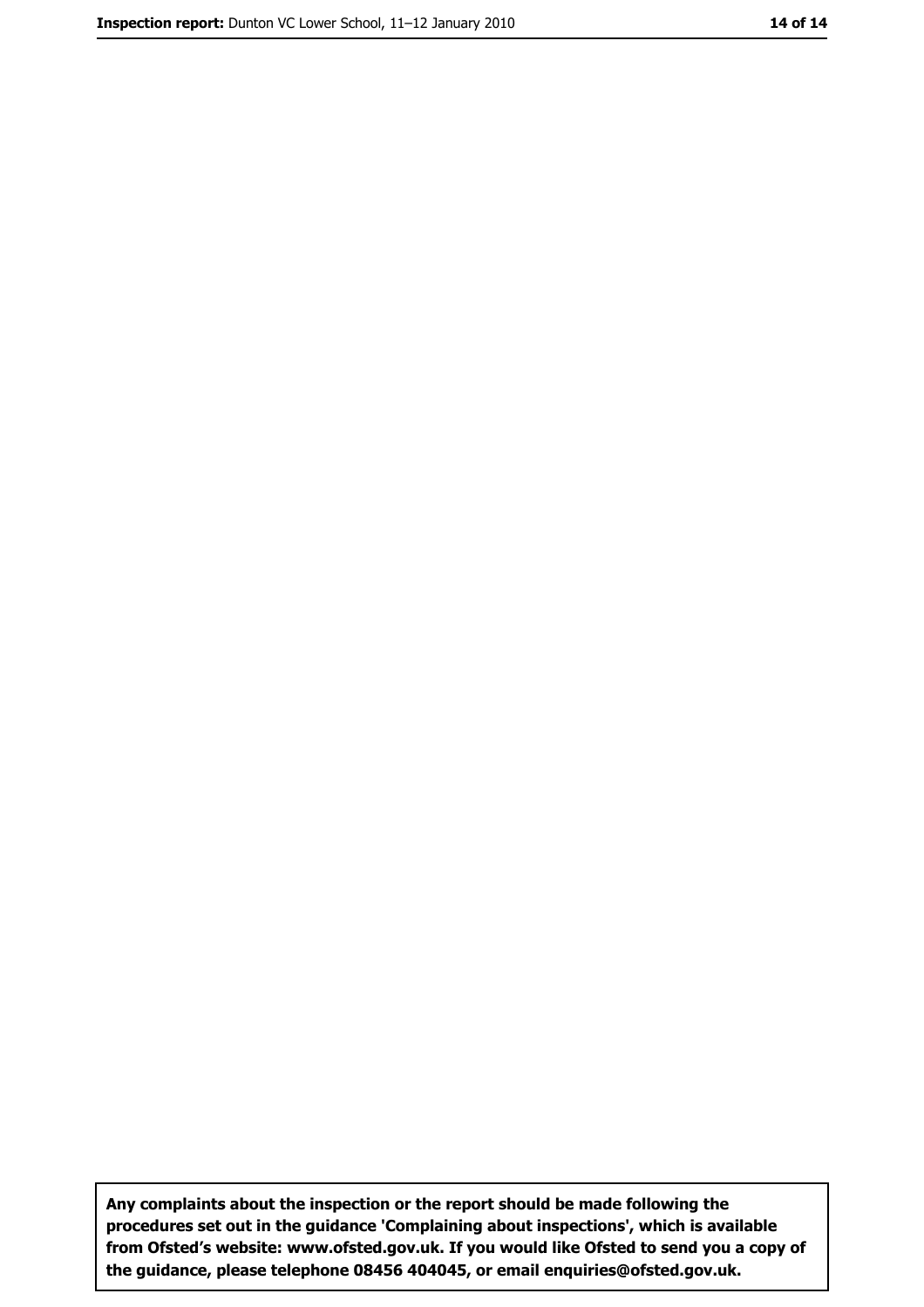**Any complaints about the inspection or the report should be made following the procedures set out in the guidance 'Complaining about inspections', which is available from Ofsted's website: www.ofsted.gov.uk. If you would like Ofsted to send you a copy of the guidance, please telephone 08456 404045, or email enquiries@ofsted.gov.uk.**